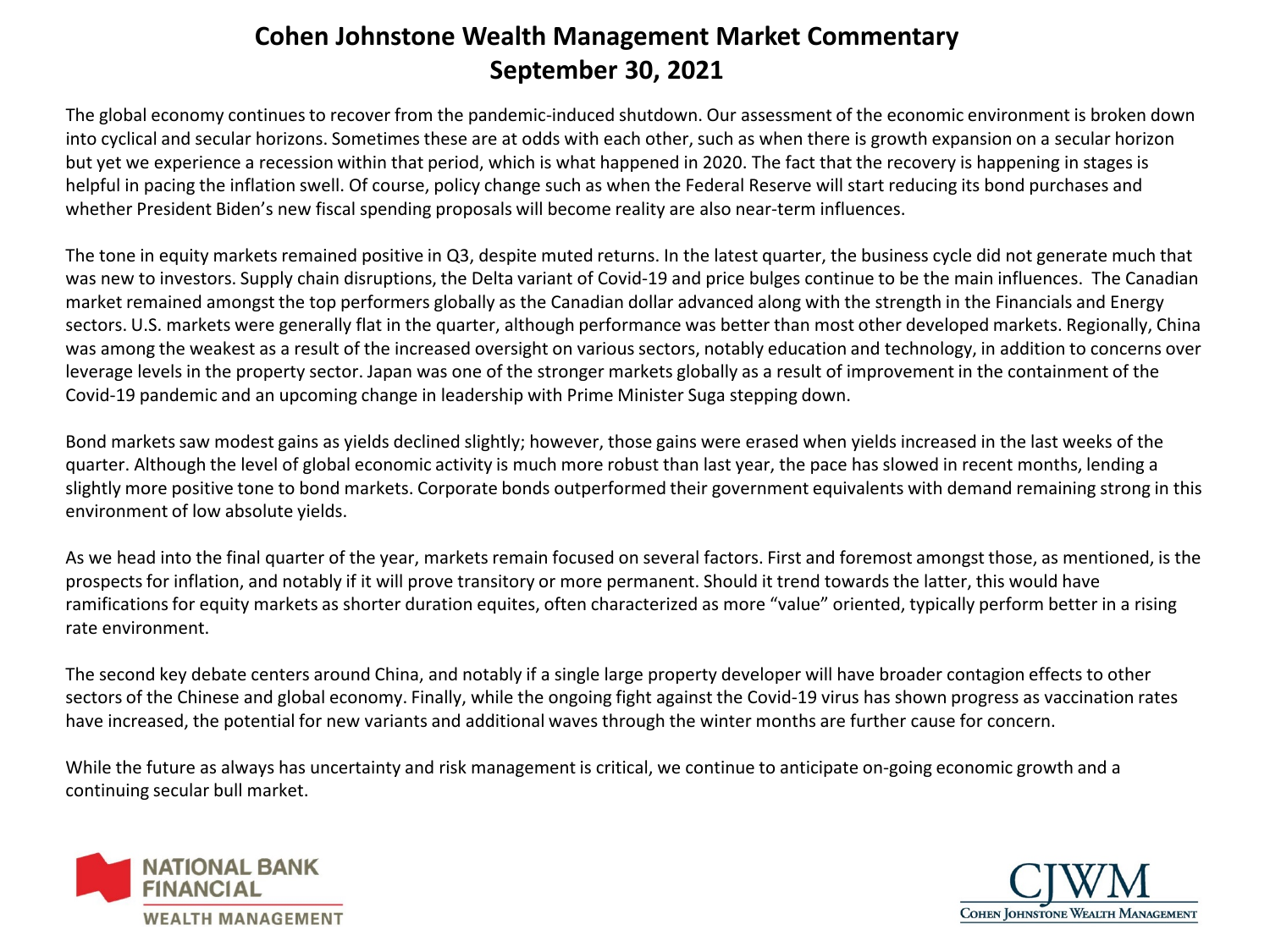# Cohen Johnstone Wealth Management Market Commentary
# September 30, 2021

The global economy continues to recover from the pandemic-induced shutdown. Our assessment of the economic environment is broken down into cyclical and secular horizons. Sometimes these are at odds with each other, such as when there is growth expansion on a secular horizon but yet we experience a recession within that period, which is what happened in 2020. The fact that the recovery is happening in stages is helpful in pacing the inflation swell. Of course, policy change such as when the Federal Reserve will start reducing its bond purchases and whether President Biden's new fiscal spending proposals will become reality are also near-term influences.

The tone in equity markets remained positive in Q3, despite muted returns. In the latest quarter, the business cycle did not generate much that was new to investors. Supply chain disruptions, the Delta variant of Covid-19 and price bulges continue to be the main influences. The Canadian market remained amongst the top performers globally as the Canadian dollar advanced along with the strength in the Financials and Energy sectors. U.S. markets were generally flat in the quarter, although performance was better than most other developed markets. Regionally, China was among the weakest as a result of the increased oversight on various sectors, notably education and technology, in addition to concerns over leverage levels in the property sector. Japan was one of the stronger markets globally as a result of improvement in the containment of the Covid-19 pandemic and an upcoming change in leadership with Prime Minister Suga stepping down.

Bond markets saw modest gains as yields declined slightly; however, those gains were erased when yields increased in the last weeks of the quarter. Although the level of global economic activity is much more robust than last year, the pace has slowed in recent months, lending a slightly more positive tone to bond markets. Corporate bonds outperformed their government equivalents with demand remaining strong in this environment of low absolute yields.

As we head into the final quarter of the year, markets remain focused on several factors. First and foremost amongst those, as mentioned, is the prospects for inflation, and notably if it will prove transitory or more permanent. Should it trend towards the latter, this would have ramifications for equity markets as shorter duration equites, often characterized as more "value" oriented, typically perform better in a rising rate environment.

The second key debate centers around China, and notably if a single large property developer will have broader contagion effects to other sectors of the Chinese and global economy. Finally, while the ongoing fight against the Covid-19 virus has shown progress as vaccination rates have increased, the potential for new variants and additional waves through the winter months are further cause for concern.

While the future as always has uncertainty and risk management is critical, we continue to anticipate on-going economic growth and a continuing secular bull market.

NATIONAL BANK FINANCIAL
WEALTH MANAGEMENT

CJWM
Cohen Johnstone Wealth Management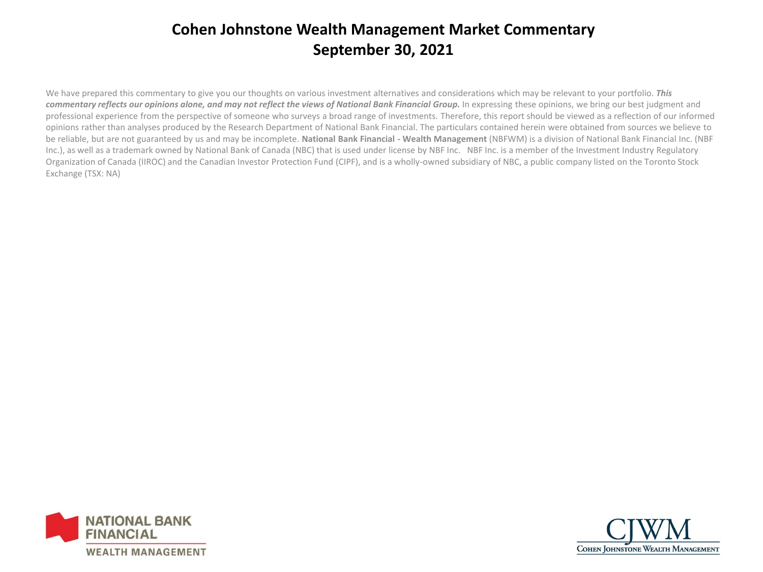# Cohen Johnstone Wealth Management Market Commentary
# September 30, 2021

We have prepared this commentary to give you our thoughts on various investment alternatives and considerations which may be relevant to your portfolio. ***This commentary reflects our opinions alone, and may not reflect the views of National Bank Financial Group.*** In expressing these opinions, we bring our best judgment and professional experience from the perspective of someone who surveys a broad range of investments. Therefore, this report should be viewed as a reflection of our informed opinions rather than analyses produced by the Research Department of National Bank Financial. The particulars contained herein were obtained from sources we believe to be reliable, but are not guaranteed by us and may be incomplete. **National Bank Financial - Wealth Management** (NBFWM) is a division of National Bank Financial Inc. (NBF Inc.), as well as a trademark owned by National Bank of Canada (NBC) that is used under license by NBF Inc. NBF Inc. is a member of the Investment Industry Regulatory Organization of Canada (IIROC) and the Canadian Investor Protection Fund (CIPF), and is a wholly-owned subsidiary of NBC, a public company listed on the Toronto Stock Exchange (TSX: NA)

NATIONAL BANK FINANCIAL
WEALTH MANAGEMENT

CJWM
Cohen Johnstone Wealth Management